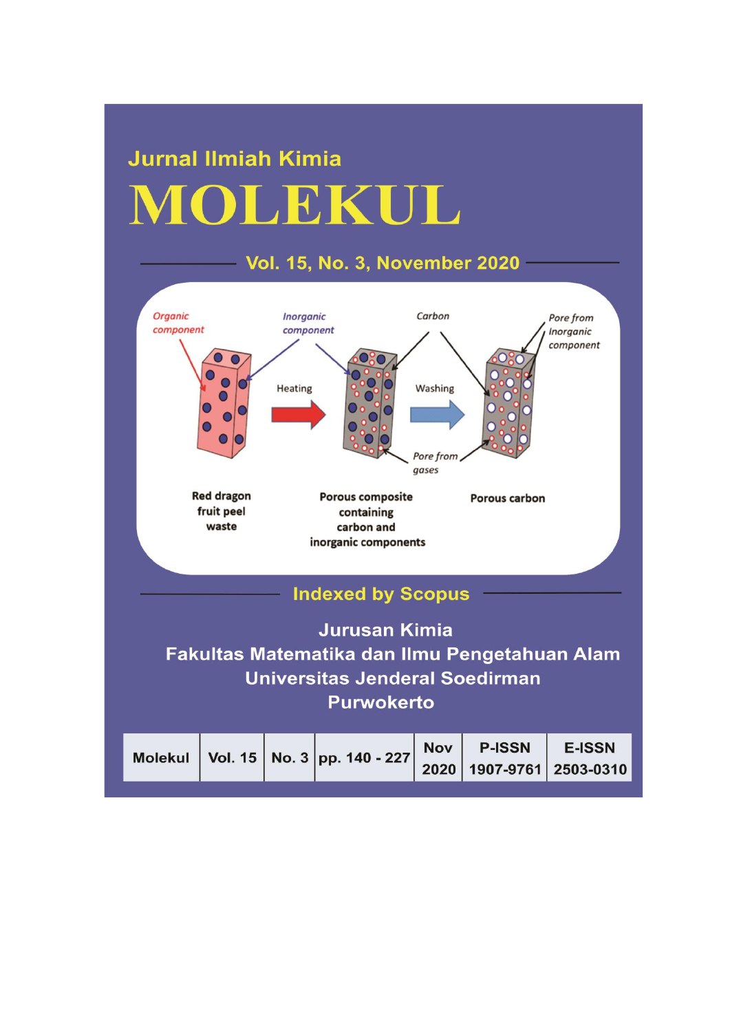Jurnal Ilmiah Kimia

# MOLEKUL

Vol. 15, No. 3, November 2020

Organic component

Inorganic component

Carbon

Pore from Inorganic component

Heating

Washing

Pore from gases

Red dragon fruit peel waste

Porous composite containing carbon and inorganic components

Porous carbon

Indexed by Scopus

Jurusan Kimia
Fakultas Matematika dan Ilmu Pengetahuan Alam
Universitas Jenderal Soedirman
Purwokerto

| Molekul | Vol. 15 | No. 3 | pp. 140 - 227 | Nov 2020 | P-ISSN 1907-9761 | E-ISSN 2503-0310 |
|---|---|---|---|---|---|---|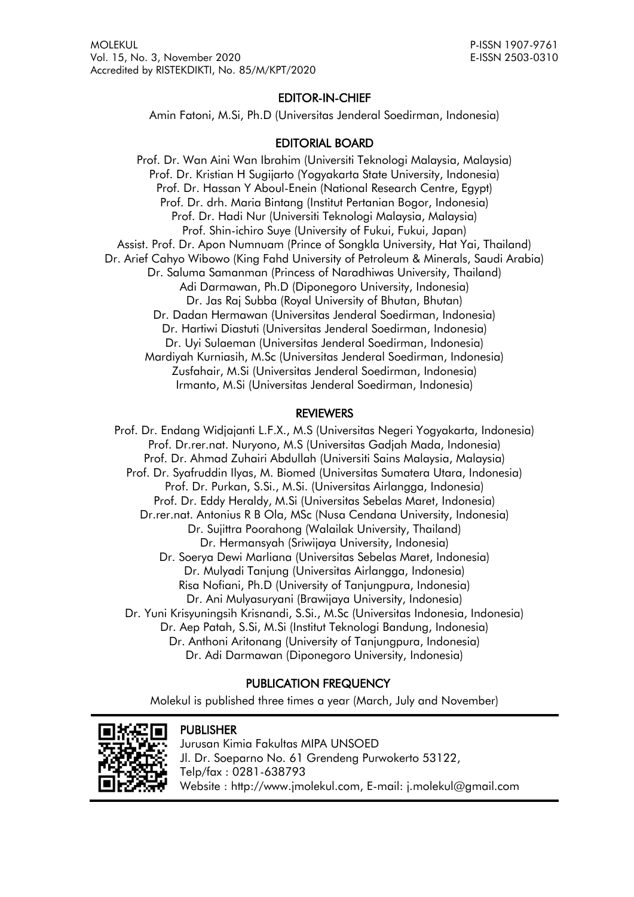## EDITOR-IN-CHIEF

Amin Fatoni, M.Si, Ph.D (Universitas Jenderal Soedirman, Indonesia)

## EDITORIAL BOARD

Prof. Dr. Wan Aini Wan Ibrahim (Universiti Teknologi Malaysia, Malaysia)
Prof. Dr. Kristian H Sugijarto (Yogyakarta State University, Indonesia)
Prof. Dr. Hassan Y Aboul-Enein (National Research Centre, Egypt)
Prof. Dr. drh. Maria Bintang (Institut Pertanian Bogor, Indonesia)
Prof. Dr. Hadi Nur (Universiti Teknologi Malaysia, Malaysia)
Prof. Shin-ichiro Suye (University of Fukui, Fukui, Japan)
Assist. Prof. Dr. Apon Numnuam (Prince of Songkla University, Hat Yai, Thailand)
Dr. Arief Cahyo Wibowo (King Fahd University of Petroleum & Minerals, Saudi Arabia)
Dr. Saluma Samanman (Princess of Naradhiwas University, Thailand)
Adi Darmawan, Ph.D (Diponegoro University, Indonesia)
Dr. Jas Raj Subba (Royal University of Bhutan, Bhutan)
Dr. Dadan Hermawan (Universitas Jenderal Soedirman, Indonesia)
Dr. Hartiwi Diastuti (Universitas Jenderal Soedirman, Indonesia)
Dr. Uyi Sulaeman (Universitas Jenderal Soedirman, Indonesia)
Mardiyah Kurniasih, M.Sc (Universitas Jenderal Soedirman, Indonesia)
Zusfahair, M.Si (Universitas Jenderal Soedirman, Indonesia)
Irmanto, M.Si (Universitas Jenderal Soedirman, Indonesia)

## REVIEWERS

Prof. Dr. Endang Widjajanti L.F.X., M.S (Universitas Negeri Yogyakarta, Indonesia)
Prof. Dr.rer.nat. Nuryono, M.S (Universitas Gadjah Mada, Indonesia)
Prof. Dr. Ahmad Zuhairi Abdullah (Universiti Sains Malaysia, Malaysia)
Prof. Dr. Syafruddin Ilyas, M. Biomed (Universitas Sumatera Utara, Indonesia)
Prof. Dr. Purkan, S.Si., M.Si. (Universitas Airlangga, Indonesia)
Prof. Dr. Eddy Heraldy, M.Si (Universitas Sebelas Maret, Indonesia)
Dr.rer.nat. Antonius R B Ola, MSc (Nusa Cendana University, Indonesia)
Dr. Sujittra Poorahong (Walailak University, Thailand)
Dr. Hermansyah (Sriwijaya University, Indonesia)
Dr. Soerya Dewi Marliana (Universitas Sebelas Maret, Indonesia)
Dr. Mulyadi Tanjung (Universitas Airlangga, Indonesia)
Risa Nofiani, Ph.D (University of Tanjungpura, Indonesia)
Dr. Ani Mulyasuryani (Brawijaya University, Indonesia)
Dr. Yuni Krisyuningsih Krisnandi, S.Si., M.Sc (Universitas Indonesia, Indonesia)
Dr. Aep Patah, S.Si, M.Si (Institut Teknologi Bandung, Indonesia)
Dr. Anthoni Aritonang (University of Tanjungpura, Indonesia)
Dr. Adi Darmawan (Diponegoro University, Indonesia)

## PUBLICATION FREQUENCY

Molekul is published three times a year (March, July and November)

## PUBLISHER

Jurusan Kimia Fakultas MIPA UNSOED
Jl. Dr. Soeparno No. 61 Grendeng Purwokerto 53122,
Telp/fax : 0281-638793
Website : http://www.jmolekul.com, E-mail: j.molekul@gmail.com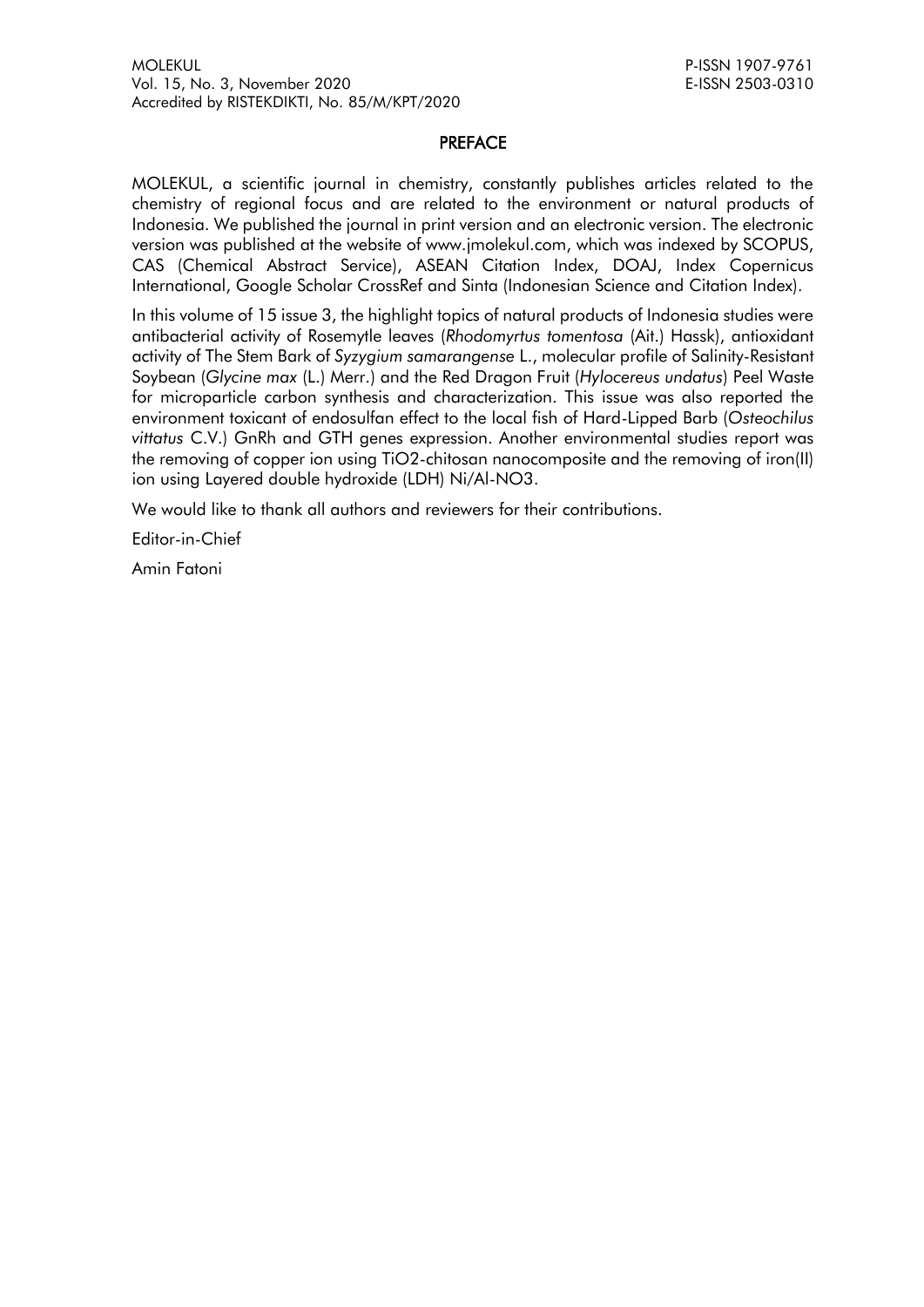## PREFACE

MOLEKUL, a scientific journal in chemistry, constantly publishes articles related to the chemistry of regional focus and are related to the environment or natural products of Indonesia. We published the journal in print version and an electronic version. The electronic version was published at the website of www.jmolekul.com, which was indexed by SCOPUS, CAS (Chemical Abstract Service), ASEAN Citation Index, DOAJ, Index Copernicus International, Google Scholar CrossRef and Sinta (Indonesian Science and Citation Index).

In this volume of 15 issue 3, the highlight topics of natural products of Indonesia studies were antibacterial activity of Rosemytle leaves (*Rhodomyrtus tomentosa* (Ait.) Hassk), antioxidant activity of The Stem Bark of *Syzygium samarangense* L., molecular profile of Salinity-Resistant Soybean (*Glycine max* (L.) Merr.) and the Red Dragon Fruit (*Hylocereus undatus*) Peel Waste for microparticle carbon synthesis and characterization. This issue was also reported the environment toxicant of endosulfan effect to the local fish of Hard-Lipped Barb (*Osteochilus vittatus* C.V.) GnRh and GTH genes expression. Another environmental studies report was the removing of copper ion using TiO2-chitosan nanocomposite and the removing of iron(II) ion using Layered double hydroxide (LDH) Ni/Al-NO3.

We would like to thank all authors and reviewers for their contributions.

Editor-in-Chief

Amin Fatoni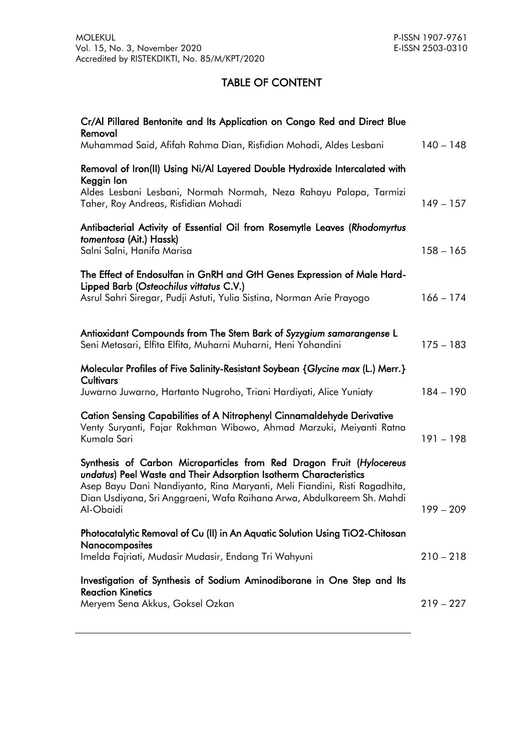# TABLE OF CONTENT

| | |
|---|---|
| **Cr/Al Pillared Bentonite and Its Application on Congo Red and Direct Blue Removal**<br>Muhammad Said, Afifah Rahma Dian, Risfidian Mohadi, Aldes Lesbani | 140 – 148 |
| **Removal of Iron(II) Using Ni/Al Layered Double Hydroxide Intercalated with Keggin Ion**<br>Aldes Lesbani Lesbani, Normah Normah, Neza Rahayu Palapa, Tarmizi Taher, Roy Andreas, Risfidian Mohadi | 149 – 157 |
| **Antibacterial Activity of Essential Oil from Rosemytle Leaves (*Rhodomyrtus tomentosa* (Ait.) Hassk)**<br>Salni Salni, Hanifa Marisa | 158 – 165 |
| **The Effect of Endosulfan in GnRH and GtH Genes Expression of Male Hard-Lipped Barb (*Osteochilus vittatus* C.V.)**<br>Asrul Sahri Siregar, Pudji Astuti, Yulia Sistina, Norman Arie Prayogo | 166 – 174 |
| **Antioxidant Compounds from The Stem Bark of *Syzygium samarangense* L**<br>Seni Metasari, Elfita Elfita, Muharni Muharni, Heni Yohandini | 175 – 183 |
| **Molecular Profiles of Five Salinity-Resistant Soybean {*Glycine max* (L.) Merr.} Cultivars**<br>Juwarno Juwarno, Hartanto Nugroho, Triani Hardiyati, Alice Yuniaty | 184 – 190 |
| **Cation Sensing Capabilities of A Nitrophenyl Cinnamaldehyde Derivative**<br>Venty Suryanti, Fajar Rakhman Wibowo, Ahmad Marzuki, Meiyanti Ratna Kumala Sari | 191 – 198 |
| **Synthesis of Carbon Microparticles from Red Dragon Fruit (*Hylocereus undatus*) Peel Waste and Their Adsorption Isotherm Characteristics**<br>Asep Bayu Dani Nandiyanto, Rina Maryanti, Meli Fiandini, Risti Ragadhita, Dian Usdiyana, Sri Anggraeni, Wafa Raihana Arwa, Abdulkareem Sh. Mahdi Al-Obaidi | 199 – 209 |
| **Photocatalytic Removal of Cu (II) in An Aquatic Solution Using TiO2-Chitosan Nanocomposites**<br>Imelda Fajriati, Mudasir Mudasir, Endang Tri Wahyuni | 210 – 218 |
| **Investigation of Synthesis of Sodium Aminodiborane in One Step and Its Reaction Kinetics**<br>Meryem Sena Akkus, Goksel Ozkan | 219 – 227 |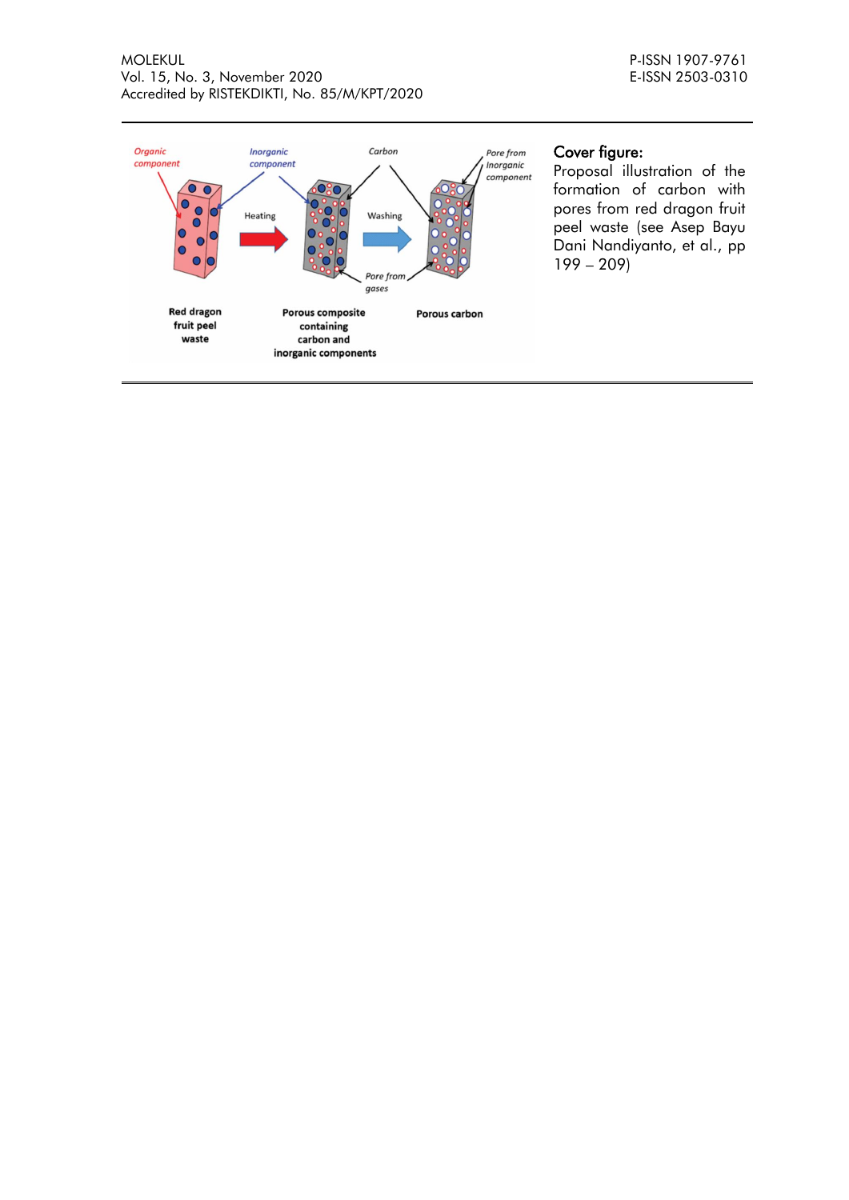Organic component

Inorganic component

Carbon

Pore from Inorganic component

Heating

Washing

Pore from gases

Red dragon fruit peel waste

Porous composite containing carbon and inorganic components

Porous carbon

**Cover figure:**
Proposal illustration of the formation of carbon with pores from red dragon fruit peel waste (see Asep Bayu Dani Nandiyanto, et al., pp 199 – 209)